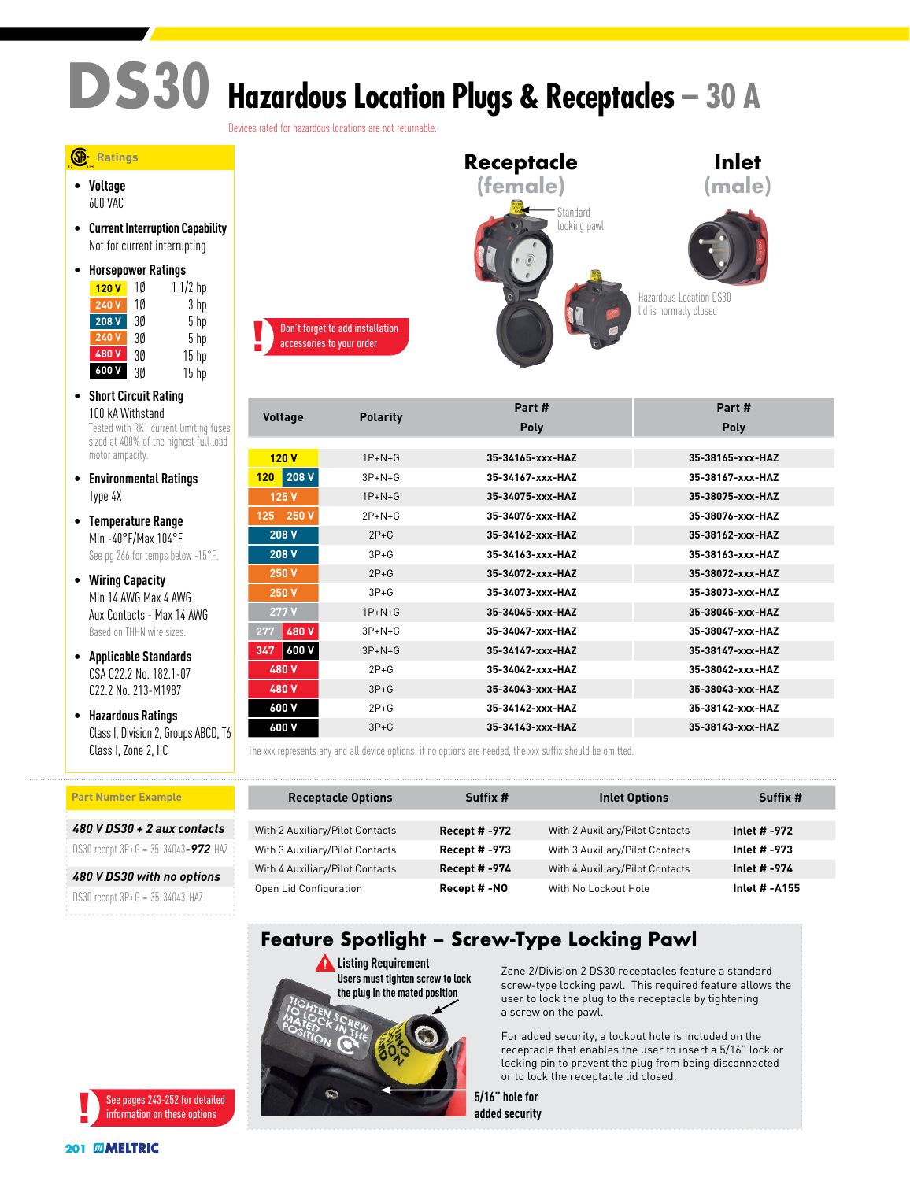# DS30 Hazardous Location Plugs & Receptacles – 30 A

Devices rated for hazardous locations are not returnable.

## Ratings

- **Voltage**
  600 VAC
- **Current Interruption Capability**
  Not for current interrupting
- **Horsepower Ratings**

| | | |
|---|---|---|
| 120 V | 1Ø | 1 1/2 hp |
| 240 V | 1Ø | 3 hp |
| 208 V | 3Ø | 5 hp |
| 240 V | 3Ø | 5 hp |
| 480 V | 3Ø | 15 hp |
| 600 V | 3Ø | 15 hp |

- **Short Circuit Rating**
  100 kA Withstand
  Tested with RK1 current limiting fuses sized at 400% of the highest full load motor ampacity.
- **Environmental Ratings**
  Type 4X
- **Temperature Range**
  Min -40°F/Max 104°F
  See pg 266 for temps below -15°F.
- **Wiring Capacity**
  Min 14 AWG Max 4 AWG
  Aux Contacts - Max 14 AWG
  Based on THHN wire sizes.
- **Applicable Standards**
  CSA C22.2 No. 182.1-07
  C22.2 No. 213-M1987
- **Hazardous Ratings**
  Class I, Division 2, Groups ABCD, T6
  Class I, Zone 2, IIC

**Receptacle (female)** — Standard locking pawl

**Inlet (male)** — Hazardous Location DS30 lid is normally closed

! Don't forget to add installation accessories to your order

| Voltage | Polarity | Part # Poly (Receptacle) | Part # Poly (Inlet) |
|---|---|---|---|
| 120 V | 1P+N+G | 35-34165-xxx-HAZ | 35-38165-xxx-HAZ |
| 120 208 V | 3P+N+G | 35-34167-xxx-HAZ | 35-38167-xxx-HAZ |
| 125 V | 1P+N+G | 35-34075-xxx-HAZ | 35-38075-xxx-HAZ |
| 125 250 V | 2P+N+G | 35-34076-xxx-HAZ | 35-38076-xxx-HAZ |
| 208 V | 2P+G | 35-34162-xxx-HAZ | 35-38162-xxx-HAZ |
| 208 V | 3P+G | 35-34163-xxx-HAZ | 35-38163-xxx-HAZ |
| 250 V | 2P+G | 35-34072-xxx-HAZ | 35-38072-xxx-HAZ |
| 250 V | 3P+G | 35-34073-xxx-HAZ | 35-38073-xxx-HAZ |
| 277 V | 1P+N+G | 35-34045-xxx-HAZ | 35-38045-xxx-HAZ |
| 277 480 V | 3P+N+G | 35-34047-xxx-HAZ | 35-38047-xxx-HAZ |
| 347 600 V | 3P+N+G | 35-34147-xxx-HAZ | 35-38147-xxx-HAZ |
| 480 V | 2P+G | 35-34042-xxx-HAZ | 35-38042-xxx-HAZ |
| 480 V | 3P+G | 35-34043-xxx-HAZ | 35-38043-xxx-HAZ |
| 600 V | 2P+G | 35-34142-xxx-HAZ | 35-38142-xxx-HAZ |
| 600 V | 3P+G | 35-34143-xxx-HAZ | 35-38143-xxx-HAZ |

The xxx represents any and all device options; if no options are needed, the xxx suffix should be omitted.

## Part Number Example

***480 V DS30 + 2 aux contacts***
DS30 recept 3P+G = 35-34043-**972**-HAZ

***480 V DS30 with no options***
DS30 recept 3P+G = 35-34043-HAZ

| Receptacle Options | Suffix # | Inlet Options | Suffix # |
|---|---|---|---|
| With 2 Auxiliary/Pilot Contacts | Recept # -972 | With 2 Auxiliary/Pilot Contacts | Inlet # -972 |
| With 3 Auxiliary/Pilot Contacts | Recept # -973 | With 3 Auxiliary/Pilot Contacts | Inlet # -973 |
| With 4 Auxiliary/Pilot Contacts | Recept # -974 | With 4 Auxiliary/Pilot Contacts | Inlet # -974 |
| Open Lid Configuration | Recept # -NO | With No Lockout Hole | Inlet # -A155 |

! See pages 243-252 for detailed information on these options

## Feature Spotlight – Screw-Type Locking Pawl

**Listing Requirement**
**Users must tighten screw to lock the plug in the mated position**

**5/16" hole for added security**

Zone 2/Division 2 DS30 receptacles feature a standard screw-type locking pawl. This required feature allows the user to lock the plug to the receptacle by tightening a screw on the pawl.

For added security, a lockout hole is included on the receptacle that enables the user to insert a 5/16" lock or locking pin to prevent the plug from being disconnected or to lock the receptacle lid closed.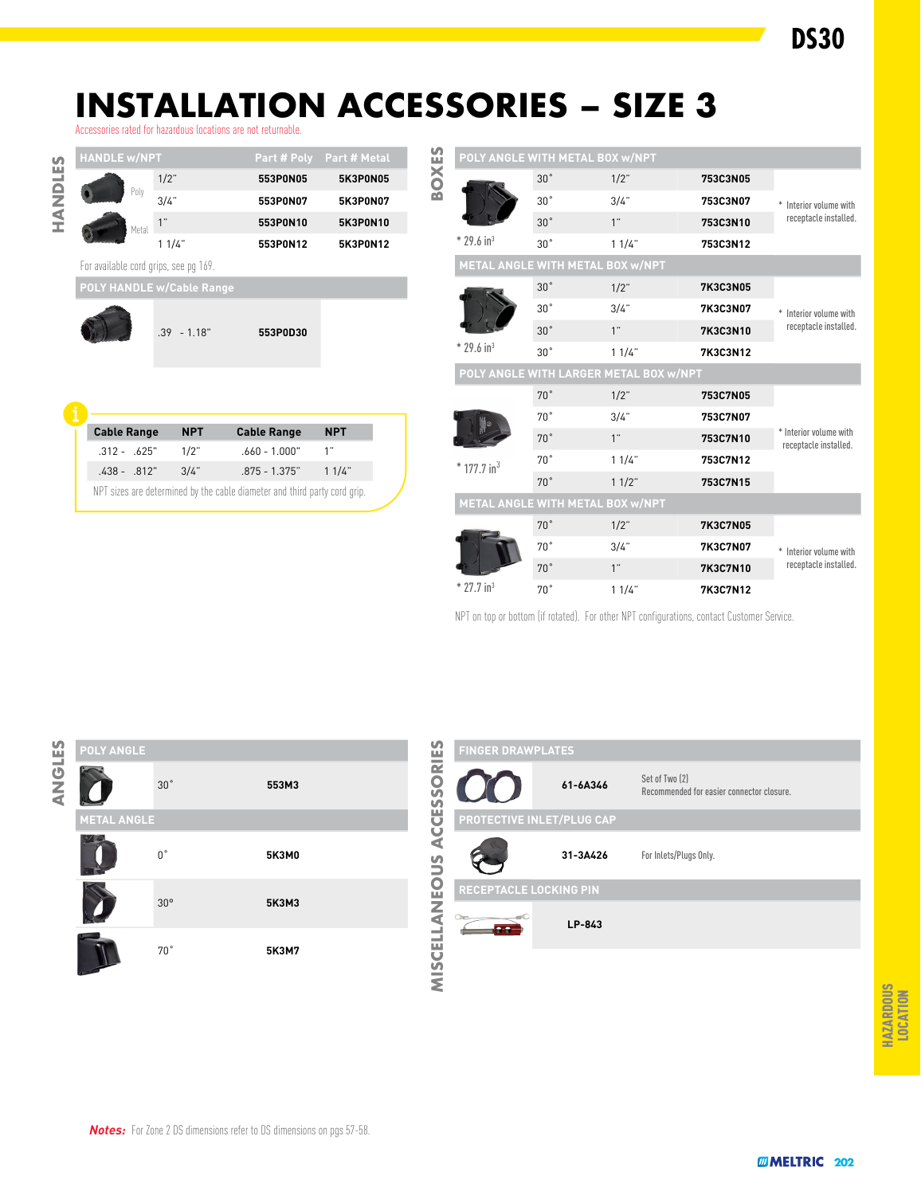# INSTALLATION ACCESSORIES – SIZE 3

Accessories rated for hazardous locations are not returnable.

## HANDLES

| HANDLE w/NPT | Part # Poly | Part # Metal |
|---|---|---|
| 1/2" | 553P0N05 | 5K3P0N05 |
| 3/4" | 553P0N07 | 5K3P0N07 |
| 1" | 553P0N10 | 5K3P0N10 |
| 1 1/4" | 553P0N12 | 5K3P0N12 |

Poly

Metal

For available cord grips, see pg 169.

| POLY HANDLE w/Cable Range | |
|---|---|
| .39 - 1.18" | 553P0D30 |

| Cable Range | NPT | Cable Range | NPT |
|---|---|---|---|
| .312 - .625" | 1/2" | .660 - 1.000" | 1" |
| .438 - .812" | 3/4" | .875 - 1.375" | 1 1/4" |

NPT sizes are determined by the cable diameter and third party cord grip.

## BOXES

| POLY ANGLE WITH METAL BOX w/NPT | | | |
|---|---|---|---|
| 30˚ | 1/2" | 753C3N05 | * Interior volume with receptacle installed. |
| 30˚ | 3/4" | 753C3N07 | |
| 30˚ | 1" | 753C3N10 | |
| 30˚ | 1 1/4" | 753C3N12 | |

* 29.6 in³

| METAL ANGLE WITH METAL BOX w/NPT | | | |
|---|---|---|---|
| 30˚ | 1/2" | 7K3C3N05 | * Interior volume with receptacle installed. |
| 30˚ | 3/4" | 7K3C3N07 | |
| 30˚ | 1" | 7K3C3N10 | |
| 30˚ | 1 1/4" | 7K3C3N12 | |

* 29.6 in³

| POLY ANGLE WITH LARGER METAL BOX w/NPT | | | |
|---|---|---|---|
| 70˚ | 1/2" | 753C7N05 | * Interior volume with receptacle installed. |
| 70˚ | 3/4" | 753C7N07 | |
| 70˚ | 1" | 753C7N10 | |
| 70˚ | 1 1/4" | 753C7N12 | |
| 70˚ | 1 1/2" | 753C7N15 | |

* 177.7 in³

| METAL ANGLE WITH METAL BOX w/NPT | | | |
|---|---|---|---|
| 70˚ | 1/2" | 7K3C7N05 | * Interior volume with receptacle installed. |
| 70˚ | 3/4" | 7K3C7N07 | |
| 70˚ | 1" | 7K3C7N10 | |
| 70˚ | 1 1/4" | 7K3C7N12 | |

* 27.7 in³

NPT on top or bottom (if rotated). For other NPT configurations, contact Customer Service.

## ANGLES

| POLY ANGLE | |
|---|---|
| 30˚ | 553M3 |

| METAL ANGLE | |
|---|---|
| 0˚ | 5K3M0 |
| 30° | 5K3M3 |
| 70˚ | 5K3M7 |

## MISCELLANEOUS ACCESSORIES

| FINGER DRAWPLATES | |
|---|---|
| 61-6A346 | Set of Two (2) Recommended for easier connector closure. |

| PROTECTIVE INLET/PLUG CAP | |
|---|---|
| 31-3A426 | For Inlets/Plugs Only. |

| RECEPTACLE LOCKING PIN |
|---|
| LP-843 |

***Notes:*** For Zone 2 DS dimensions refer to DS dimensions on pgs 57-58.